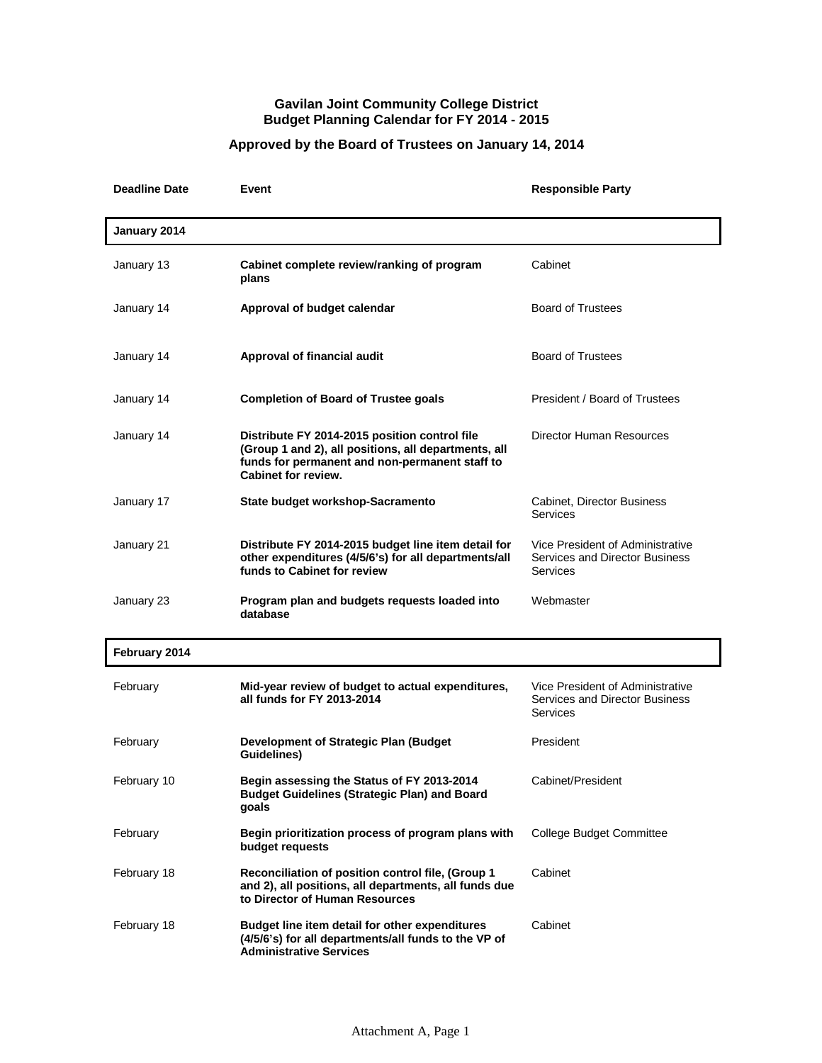# Gavilan Joint Community College District
# Budget Planning Calendar for FY 2014 - 2015

## Approved by the Board of Trustees on January 14, 2014

| Deadline Date | Event | Responsible Party |
|---|---|---|
| **January 2014** | | |
| January 13 | **Cabinet complete review/ranking of program plans** | Cabinet |
| January 14 | **Approval of budget calendar** | Board of Trustees |
| January 14 | **Approval of financial audit** | Board of Trustees |
| January 14 | **Completion of Board of Trustee goals** | President / Board of Trustees |
| January 14 | **Distribute FY 2014-2015 position control file (Group 1 and 2), all positions, all departments, all funds for permanent and non-permanent staff to Cabinet for review.** | Director Human Resources |
| January 17 | **State budget workshop-Sacramento** | Cabinet, Director Business Services |
| January 21 | **Distribute FY 2014-2015 budget line item detail for other expenditures (4/5/6's) for all departments/all funds to Cabinet for review** | Vice President of Administrative Services and Director Business Services |
| January 23 | **Program plan and budgets requests loaded into database** | Webmaster |
| **February 2014** | | |
| February | **Mid-year review of budget to actual expenditures, all funds for FY 2013-2014** | Vice President of Administrative Services and Director Business Services |
| February | **Development of Strategic Plan (Budget Guidelines)** | President |
| February 10 | **Begin assessing the Status of FY 2013-2014 Budget Guidelines (Strategic Plan) and Board goals** | Cabinet/President |
| February | **Begin prioritization process of program plans with budget requests** | College Budget Committee |
| February 18 | **Reconciliation of position control file, (Group 1 and 2), all positions, all departments, all funds due to Director of Human Resources** | Cabinet |
| February 18 | **Budget line item detail for other expenditures (4/5/6's) for all departments/all funds to the VP of Administrative Services** | Cabinet |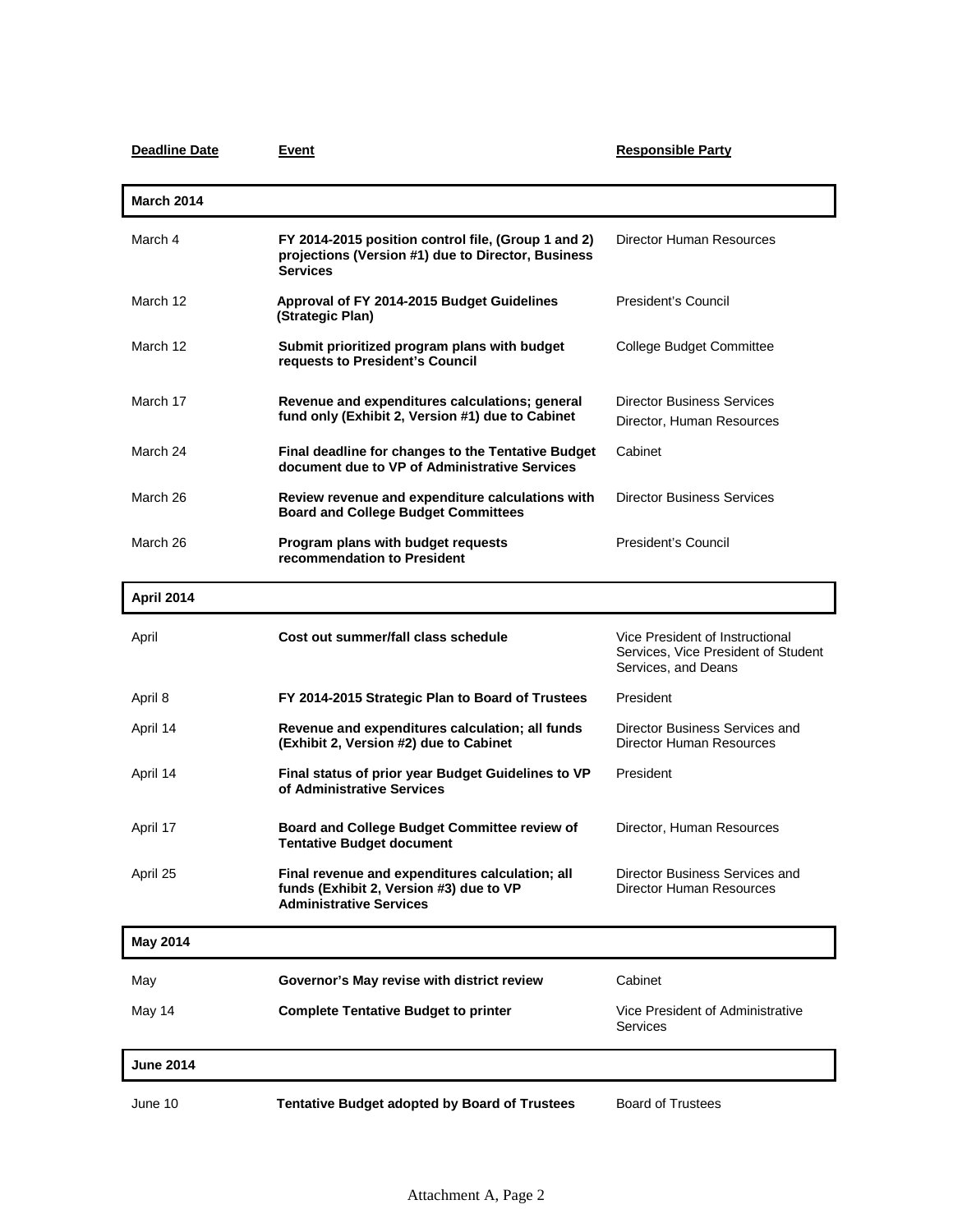| Deadline Date | Event | Responsible Party |
|---|---|---|
| **March 2014** | | |
| March 4 | **FY 2014-2015 position control file, (Group 1 and 2) projections (Version #1) due to Director, Business Services** | Director Human Resources |
| March 12 | **Approval of FY 2014-2015 Budget Guidelines (Strategic Plan)** | President's Council |
| March 12 | **Submit prioritized program plans with budget requests to President's Council** | College Budget Committee |
| March 17 | **Revenue and expenditures calculations; general fund only (Exhibit 2, Version #1) due to Cabinet** | Director Business Services<br>Director, Human Resources |
| March 24 | **Final deadline for changes to the Tentative Budget document due to VP of Administrative Services** | Cabinet |
| March 26 | **Review revenue and expenditure calculations with Board and College Budget Committees** | Director Business Services |
| March 26 | **Program plans with budget requests recommendation to President** | President's Council |
| **April 2014** | | |
| April | **Cost out summer/fall class schedule** | Vice President of Instructional Services, Vice President of Student Services, and Deans |
| April 8 | **FY 2014-2015 Strategic Plan to Board of Trustees** | President |
| April 14 | **Revenue and expenditures calculation; all funds (Exhibit 2, Version #2) due to Cabinet** | Director Business Services and Director Human Resources |
| April 14 | **Final status of prior year Budget Guidelines to VP of Administrative Services** | President |
| April 17 | **Board and College Budget Committee review of Tentative Budget document** | Director, Human Resources |
| April 25 | **Final revenue and expenditures calculation; all funds (Exhibit 2, Version #3) due to VP Administrative Services** | Director Business Services and Director Human Resources |
| **May 2014** | | |
| May | **Governor's May revise with district review** | Cabinet |
| May 14 | **Complete Tentative Budget to printer** | Vice President of Administrative Services |
| **June 2014** | | |
| June 10 | **Tentative Budget adopted by Board of Trustees** | Board of Trustees |

Attachment A, Page 2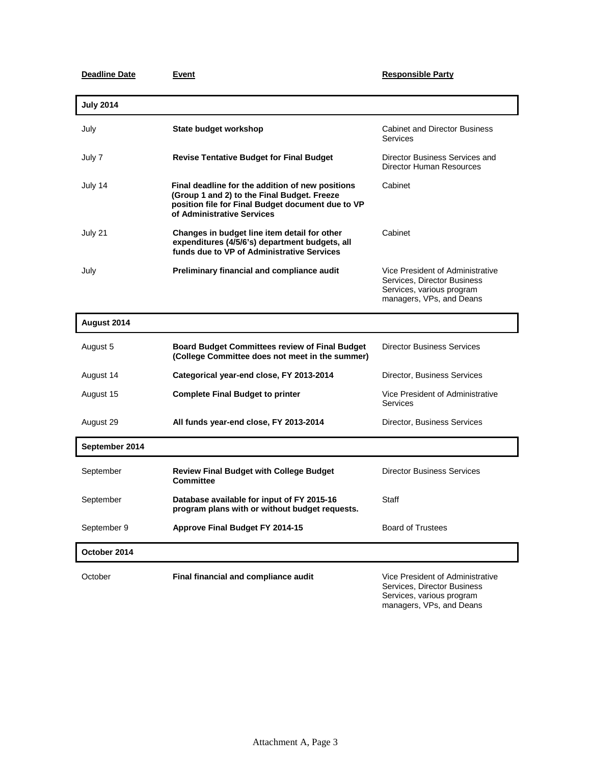| Deadline Date | Event | Responsible Party |
|---|---|---|
| **July 2014** | | |
| July | **State budget workshop** | Cabinet and Director Business Services |
| July 7 | **Revise Tentative Budget for Final Budget** | Director Business Services and Director Human Resources |
| July 14 | **Final deadline for the addition of new positions (Group 1 and 2) to the Final Budget. Freeze position file for Final Budget document due to VP of Administrative Services** | Cabinet |
| July 21 | **Changes in budget line item detail for other expenditures (4/5/6's) department budgets, all funds due to VP of Administrative Services** | Cabinet |
| July | **Preliminary financial and compliance audit** | Vice President of Administrative Services, Director Business Services, various program managers, VPs, and Deans |
| **August 2014** | | |
| August 5 | **Board Budget Committees review of Final Budget (College Committee does not meet in the summer)** | Director Business Services |
| August 14 | **Categorical year-end close, FY 2013-2014** | Director, Business Services |
| August 15 | **Complete Final Budget to printer** | Vice President of Administrative Services |
| August 29 | **All funds year-end close, FY 2013-2014** | Director, Business Services |
| **September 2014** | | |
| September | **Review Final Budget with College Budget Committee** | Director Business Services |
| September | **Database available for input of FY 2015-16 program plans with or without budget requests.** | Staff |
| September 9 | **Approve Final Budget FY 2014-15** | Board of Trustees |
| **October 2014** | | |
| October | **Final financial and compliance audit** | Vice President of Administrative Services, Director Business Services, various program managers, VPs, and Deans |

Attachment A, Page 3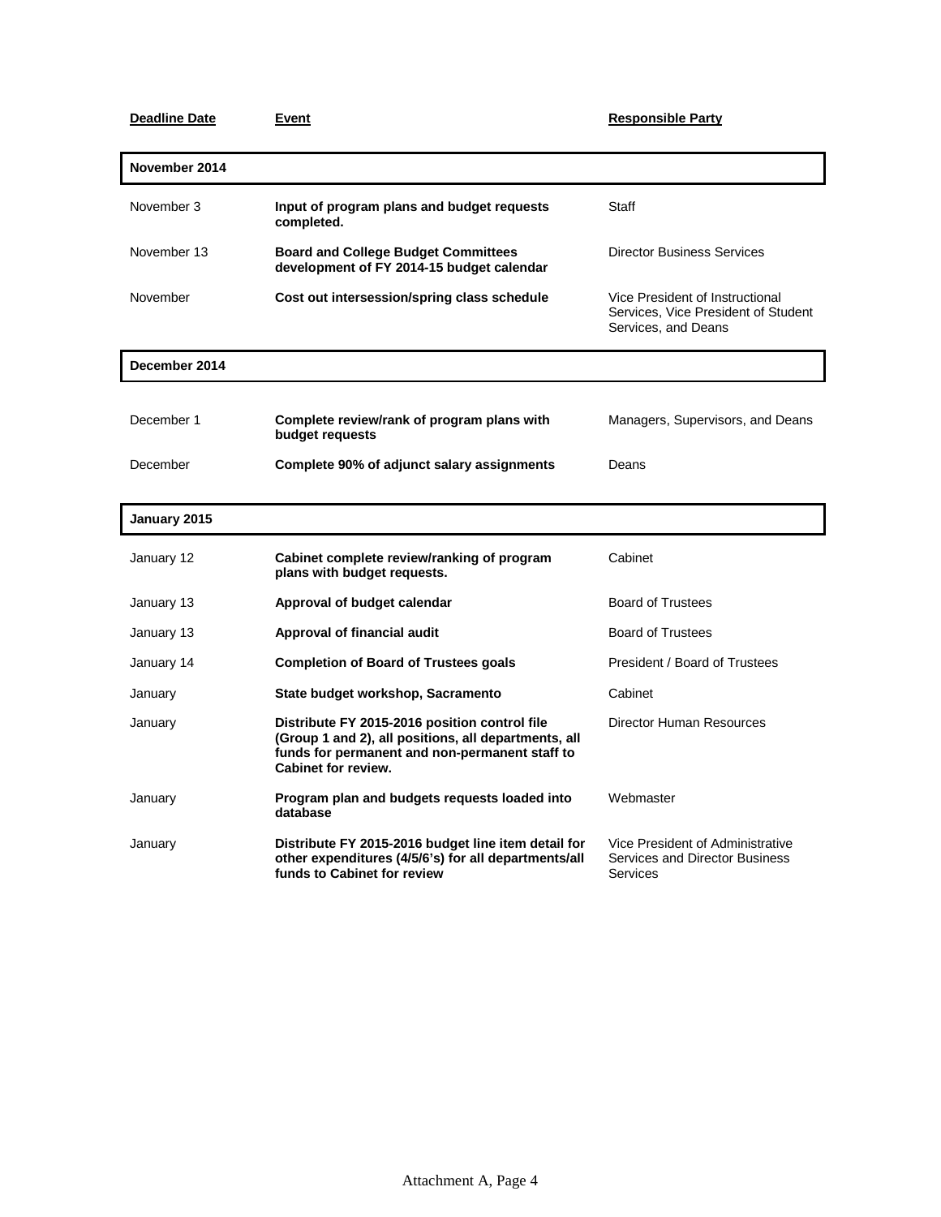| Deadline Date | Event | Responsible Party |
|---|---|---|
| **November 2014** | | |
| November 3 | **Input of program plans and budget requests completed.** | Staff |
| November 13 | **Board and College Budget Committees development of FY 2014-15 budget calendar** | Director Business Services |
| November | **Cost out intersession/spring class schedule** | Vice President of Instructional Services, Vice President of Student Services, and Deans |
| **December 2014** | | |
| December 1 | **Complete review/rank of program plans with budget requests** | Managers, Supervisors, and Deans |
| December | **Complete 90% of adjunct salary assignments** | Deans |
| **January 2015** | | |
| January 12 | **Cabinet complete review/ranking of program plans with budget requests.** | Cabinet |
| January 13 | **Approval of budget calendar** | Board of Trustees |
| January 13 | **Approval of financial audit** | Board of Trustees |
| January 14 | **Completion of Board of Trustees goals** | President / Board of Trustees |
| January | **State budget workshop, Sacramento** | Cabinet |
| January | **Distribute FY 2015-2016 position control file (Group 1 and 2), all positions, all departments, all funds for permanent and non-permanent staff to Cabinet for review.** | Director Human Resources |
| January | **Program plan and budgets requests loaded into database** | Webmaster |
| January | **Distribute FY 2015-2016 budget line item detail for other expenditures (4/5/6's) for all departments/all funds to Cabinet for review** | Vice President of Administrative Services and Director Business Services |

Attachment A, Page 4